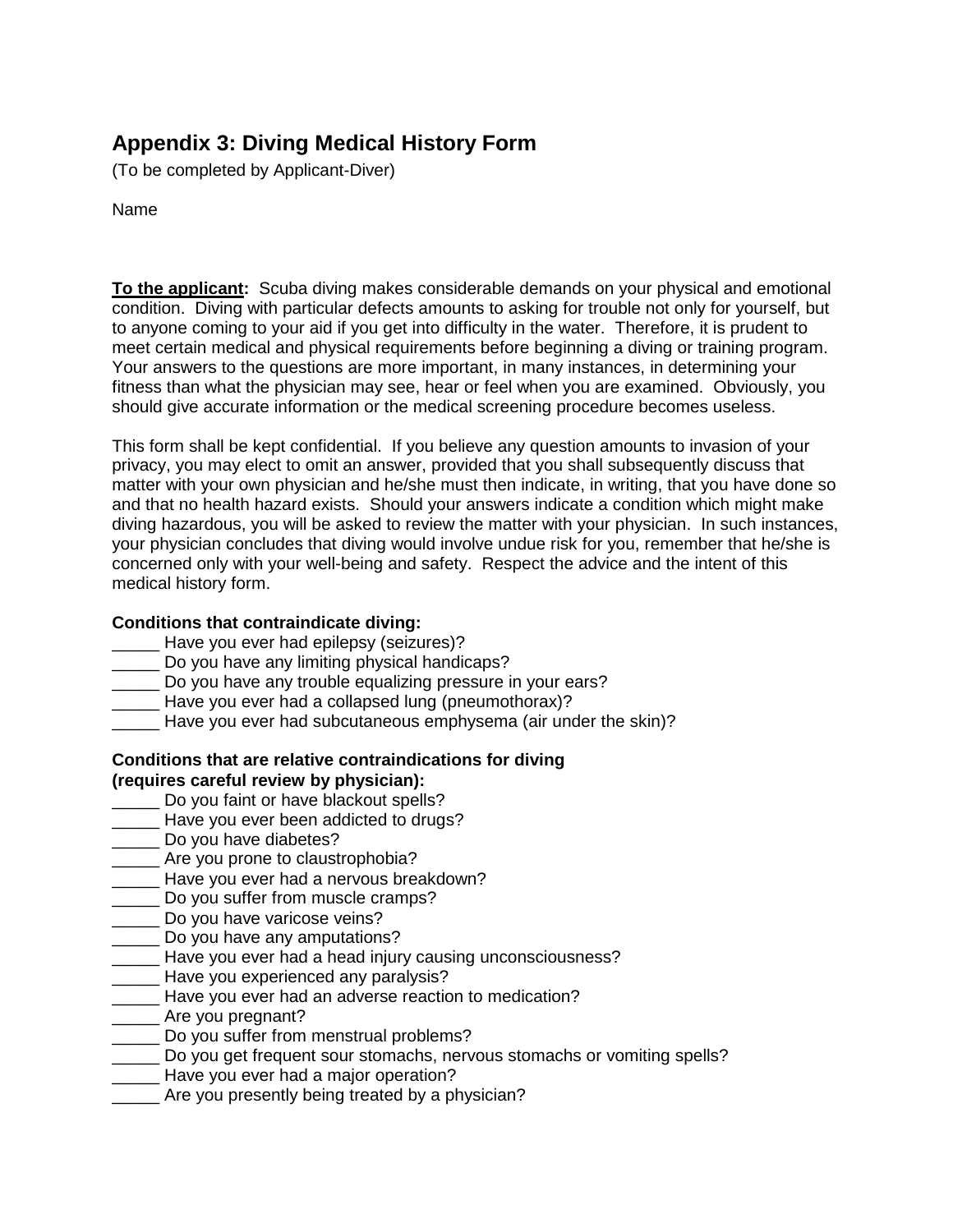## Appendix 3: Diving Medical History Form

(To be completed by Applicant-Diver)

Name

**To the applicant:** Scuba diving makes considerable demands on your physical and emotional condition. Diving with particular defects amounts to asking for trouble not only for yourself, but to anyone coming to your aid if you get into difficulty in the water. Therefore, it is prudent to meet certain medical and physical requirements before beginning a diving or training program. Your answers to the questions are more important, in many instances, in determining your fitness than what the physician may see, hear or feel when you are examined. Obviously, you should give accurate information or the medical screening procedure becomes useless.

This form shall be kept confidential. If you believe any question amounts to invasion of your privacy, you may elect to omit an answer, provided that you shall subsequently discuss that matter with your own physician and he/she must then indicate, in writing, that you have done so and that no health hazard exists. Should your answers indicate a condition which might make diving hazardous, you will be asked to review the matter with your physician. In such instances, your physician concludes that diving would involve undue risk for you, remember that he/she is concerned only with your well-being and safety. Respect the advice and the intent of this medical history form.

**Conditions that contraindicate diving:**

_____ Have you ever had epilepsy (seizures)?
_____ Do you have any limiting physical handicaps?
_____ Do you have any trouble equalizing pressure in your ears?
_____ Have you ever had a collapsed lung (pneumothorax)?
_____ Have you ever had subcutaneous emphysema (air under the skin)?

**Conditions that are relative contraindications for diving (requires careful review by physician):**

_____ Do you faint or have blackout spells?
_____ Have you ever been addicted to drugs?
_____ Do you have diabetes?
_____ Are you prone to claustrophobia?
_____ Have you ever had a nervous breakdown?
_____ Do you suffer from muscle cramps?
_____ Do you have varicose veins?
_____ Do you have any amputations?
_____ Have you ever had a head injury causing unconsciousness?
_____ Have you experienced any paralysis?
_____ Have you ever had an adverse reaction to medication?
_____ Are you pregnant?
_____ Do you suffer from menstrual problems?
_____ Do you get frequent sour stomachs, nervous stomachs or vomiting spells?
_____ Have you ever had a major operation?
_____ Are you presently being treated by a physician?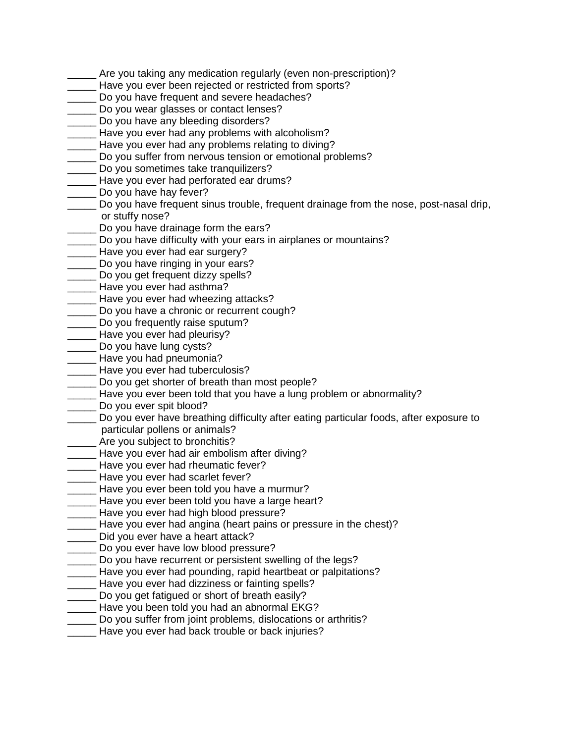_____ Are you taking any medication regularly (even non-prescription)?
_____ Have you ever been rejected or restricted from sports?
_____ Do you have frequent and severe headaches?
_____ Do you wear glasses or contact lenses?
_____ Do you have any bleeding disorders?
_____ Have you ever had any problems with alcoholism?
_____ Have you ever had any problems relating to diving?
_____ Do you suffer from nervous tension or emotional problems?
_____ Do you sometimes take tranquilizers?
_____ Have you ever had perforated ear drums?
_____ Do you have hay fever?
_____ Do you have frequent sinus trouble, frequent drainage from the nose, post-nasal drip, or stuffy nose?
_____ Do you have drainage form the ears?
_____ Do you have difficulty with your ears in airplanes or mountains?
_____ Have you ever had ear surgery?
_____ Do you have ringing in your ears?
_____ Do you get frequent dizzy spells?
_____ Have you ever had asthma?
_____ Have you ever had wheezing attacks?
_____ Do you have a chronic or recurrent cough?
_____ Do you frequently raise sputum?
_____ Have you ever had pleurisy?
_____ Do you have lung cysts?
_____ Have you had pneumonia?
_____ Have you ever had tuberculosis?
_____ Do you get shorter of breath than most people?
_____ Have you ever been told that you have a lung problem or abnormality?
_____ Do you ever spit blood?
_____ Do you ever have breathing difficulty after eating particular foods, after exposure to particular pollens or animals?
_____ Are you subject to bronchitis?
_____ Have you ever had air embolism after diving?
_____ Have you ever had rheumatic fever?
_____ Have you ever had scarlet fever?
_____ Have you ever been told you have a murmur?
_____ Have you ever been told you have a large heart?
_____ Have you ever had high blood pressure?
_____ Have you ever had angina (heart pains or pressure in the chest)?
_____ Did you ever have a heart attack?
_____ Do you ever have low blood pressure?
_____ Do you have recurrent or persistent swelling of the legs?
_____ Have you ever had pounding, rapid heartbeat or palpitations?
_____ Have you ever had dizziness or fainting spells?
_____ Do you get fatigued or short of breath easily?
_____ Have you been told you had an abnormal EKG?
_____ Do you suffer from joint problems, dislocations or arthritis?
_____ Have you ever had back trouble or back injuries?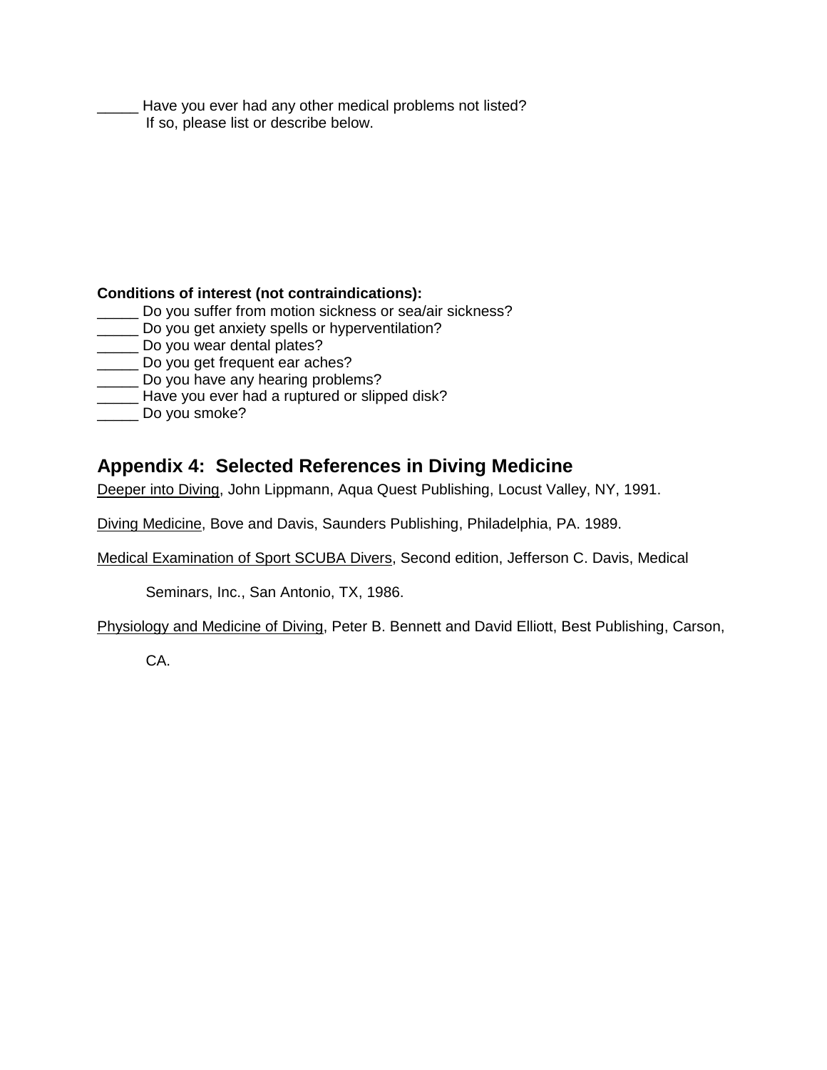_____ Have you ever had any other medical problems not listed?
If so, please list or describe below.

**Conditions of interest (not contraindications):**

_____ Do you suffer from motion sickness or sea/air sickness?
_____ Do you get anxiety spells or hyperventilation?
_____ Do you wear dental plates?
_____ Do you get frequent ear aches?
_____ Do you have any hearing problems?
_____ Have you ever had a ruptured or slipped disk?
_____ Do you smoke?

## Appendix 4: Selected References in Diving Medicine

Deeper into Diving, John Lippmann, Aqua Quest Publishing, Locust Valley, NY, 1991.

Diving Medicine, Bove and Davis, Saunders Publishing, Philadelphia, PA. 1989.

Medical Examination of Sport SCUBA Divers, Second edition, Jefferson C. Davis, Medical Seminars, Inc., San Antonio, TX, 1986.

Physiology and Medicine of Diving, Peter B. Bennett and David Elliott, Best Publishing, Carson, CA.